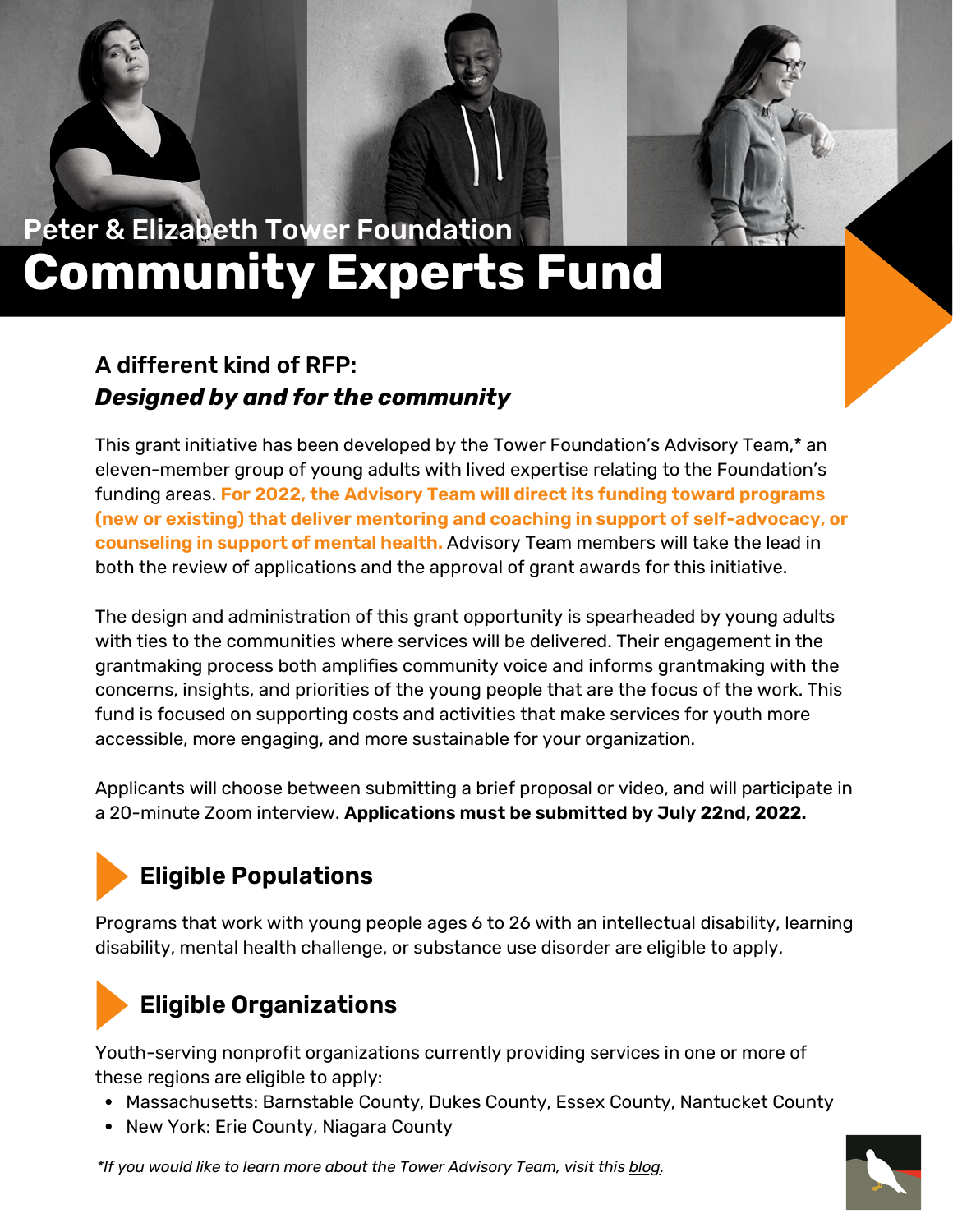Peter & Elizabeth Tower Foundation

# Community Experts Fund

## A different kind of RFP:
### ***Designed by and for the community***

This grant initiative has been developed by the Tower Foundation's Advisory Team,* an eleven-member group of young adults with lived expertise relating to the Foundation's funding areas. **For 2022, the Advisory Team will direct its funding toward programs (new or existing) that deliver mentoring and coaching in support of self-advocacy, or counseling in support of mental health.** Advisory Team members will take the lead in both the review of applications and the approval of grant awards for this initiative.

The design and administration of this grant opportunity is spearheaded by young adults with ties to the communities where services will be delivered. Their engagement in the grantmaking process both amplifies community voice and informs grantmaking with the concerns, insights, and priorities of the young people that are the focus of the work. This fund is focused on supporting costs and activities that make services for youth more accessible, more engaging, and more sustainable for your organization.

Applicants will choose between submitting a brief proposal or video, and will participate in a 20-minute Zoom interview. **Applications must be submitted by July 22nd, 2022.**

## Eligible Populations

Programs that work with young people ages 6 to 26 with an intellectual disability, learning disability, mental health challenge, or substance use disorder are eligible to apply.

## Eligible Organizations

Youth-serving nonprofit organizations currently providing services in one or more of these regions are eligible to apply:

- Massachusetts: Barnstable County, Dukes County, Essex County, Nantucket County
- New York: Erie County, Niagara County

*\*If you would like to learn more about the Tower Advisory Team, visit this blog.*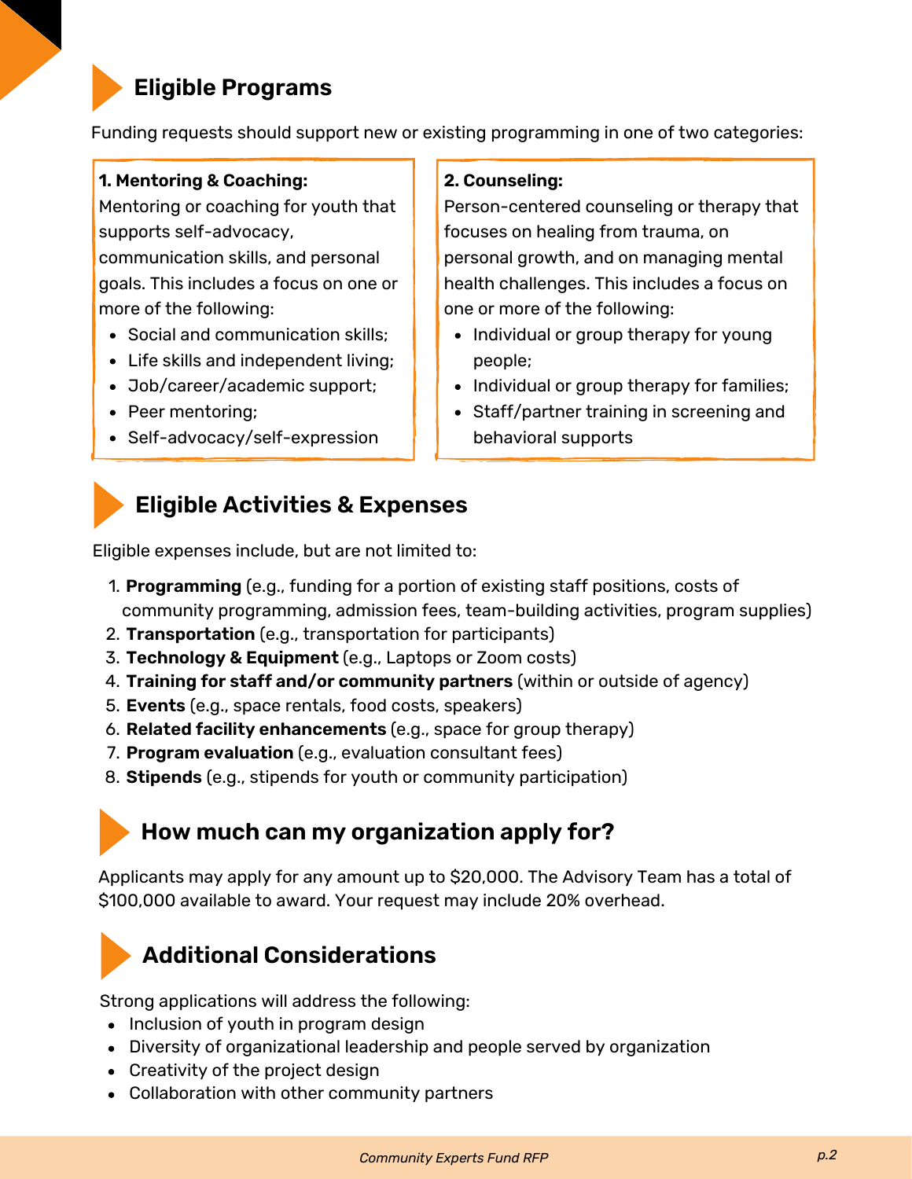## Eligible Programs

Funding requests should support new or existing programming in one of two categories:

**1. Mentoring & Coaching:**
Mentoring or coaching for youth that supports self-advocacy, communication skills, and personal goals. This includes a focus on one or more of the following:

- Social and communication skills;
- Life skills and independent living;
- Job/career/academic support;
- Peer mentoring;
- Self-advocacy/self-expression

**2. Counseling:**
Person-centered counseling or therapy that focuses on healing from trauma, on personal growth, and on managing mental health challenges. This includes a focus on one or more of the following:

- Individual or group therapy for young people;
- Individual or group therapy for families;
- Staff/partner training in screening and behavioral supports

## Eligible Activities & Expenses

Eligible expenses include, but are not limited to:

1. **Programming** (e.g., funding for a portion of existing staff positions, costs of community programming, admission fees, team-building activities, program supplies)
2. **Transportation** (e.g., transportation for participants)
3. **Technology & Equipment** (e.g., Laptops or Zoom costs)
4. **Training for staff and/or community partners** (within or outside of agency)
5. **Events** (e.g., space rentals, food costs, speakers)
6. **Related facility enhancements** (e.g., space for group therapy)
7. **Program evaluation** (e.g., evaluation consultant fees)
8. **Stipends** (e.g., stipends for youth or community participation)

## How much can my organization apply for?

Applicants may apply for any amount up to $20,000. The Advisory Team has a total of $100,000 available to award. Your request may include 20% overhead.

## Additional Considerations

Strong applications will address the following:

- Inclusion of youth in program design
- Diversity of organizational leadership and people served by organization
- Creativity of the project design
- Collaboration with other community partners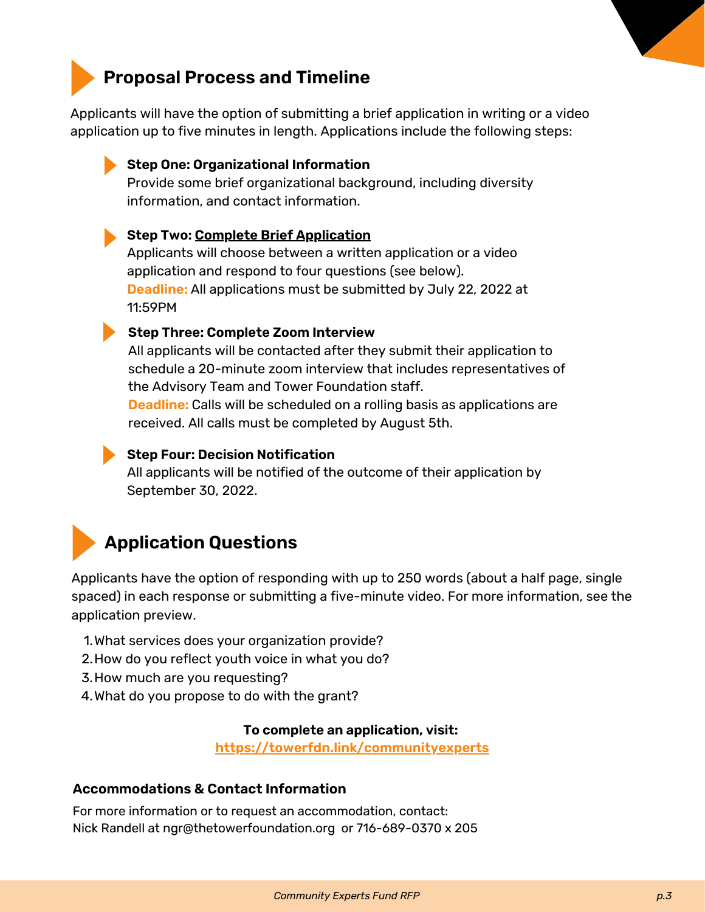## Proposal Process and Timeline

Applicants will have the option of submitting a brief application in writing or a video application up to five minutes in length. Applications include the following steps:

- **Step One: Organizational Information**
  Provide some brief organizational background, including diversity information, and contact information.

- **Step Two: Complete Brief Application**
  Applicants will choose between a written application or a video application and respond to four questions (see below).
  **Deadline:** All applications must be submitted by July 22, 2022 at 11:59PM

- **Step Three: Complete Zoom Interview**
  All applicants will be contacted after they submit their application to schedule a 20-minute zoom interview that includes representatives of the Advisory Team and Tower Foundation staff.
  **Deadline:** Calls will be scheduled on a rolling basis as applications are received. All calls must be completed by August 5th.

- **Step Four: Decision Notification**
  All applicants will be notified of the outcome of their application by September 30, 2022.

## Application Questions

Applicants have the option of responding with up to 250 words (about a half page, single spaced) in each response or submitting a five-minute video. For more information, see the application preview.

1. What services does your organization provide?
2. How do you reflect youth voice in what you do?
3. How much are you requesting?
4. What do you propose to do with the grant?

**To complete an application, visit:**
https://towerfdn.link/communityexperts

**Accommodations & Contact Information**

For more information or to request an accommodation, contact:
Nick Randell at ngr@thetowerfoundation.org or 716-689-0370 x 205